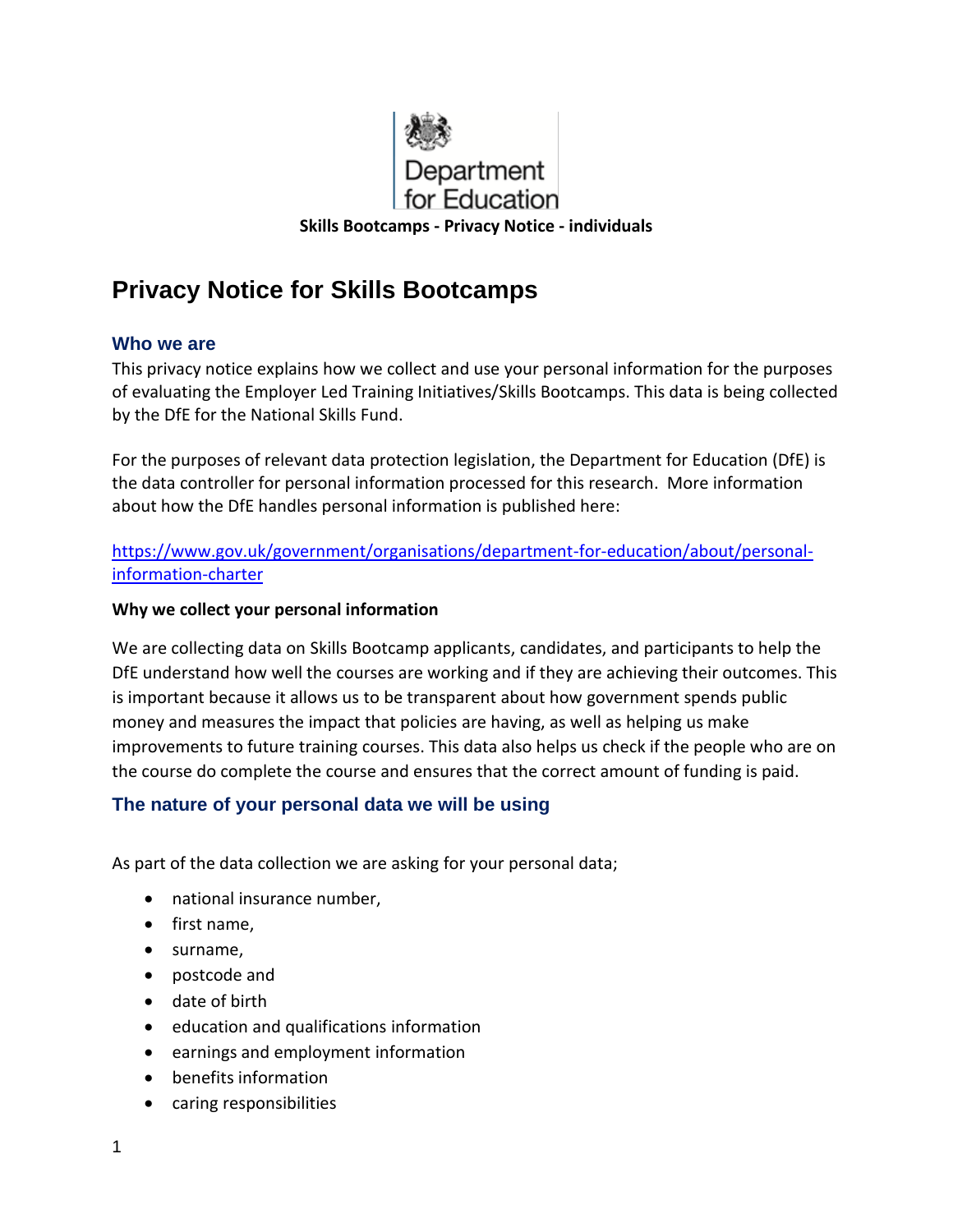Department for Education

**Skills Bootcamps - Privacy Notice - individuals**

# Privacy Notice for Skills Bootcamps

## Who we are

This privacy notice explains how we collect and use your personal information for the purposes of evaluating the Employer Led Training Initiatives/Skills Bootcamps. This data is being collected by the DfE for the National Skills Fund.

For the purposes of relevant data protection legislation, the Department for Education (DfE) is the data controller for personal information processed for this research. More information about how the DfE handles personal information is published here:

[https://www.gov.uk/government/organisations/department-for-education/about/personal-information-charter](https://www.gov.uk/government/organisations/department-for-education/about/personal-information-charter)

**Why we collect your personal information**

We are collecting data on Skills Bootcamp applicants, candidates, and participants to help the DfE understand how well the courses are working and if they are achieving their outcomes. This is important because it allows us to be transparent about how government spends public money and measures the impact that policies are having, as well as helping us make improvements to future training courses. This data also helps us check if the people who are on the course do complete the course and ensures that the correct amount of funding is paid.

## The nature of your personal data we will be using

As part of the data collection we are asking for your personal data;

- national insurance number,
- first name,
- surname,
- postcode and
- date of birth
- education and qualifications information
- earnings and employment information
- benefits information
- caring responsibilities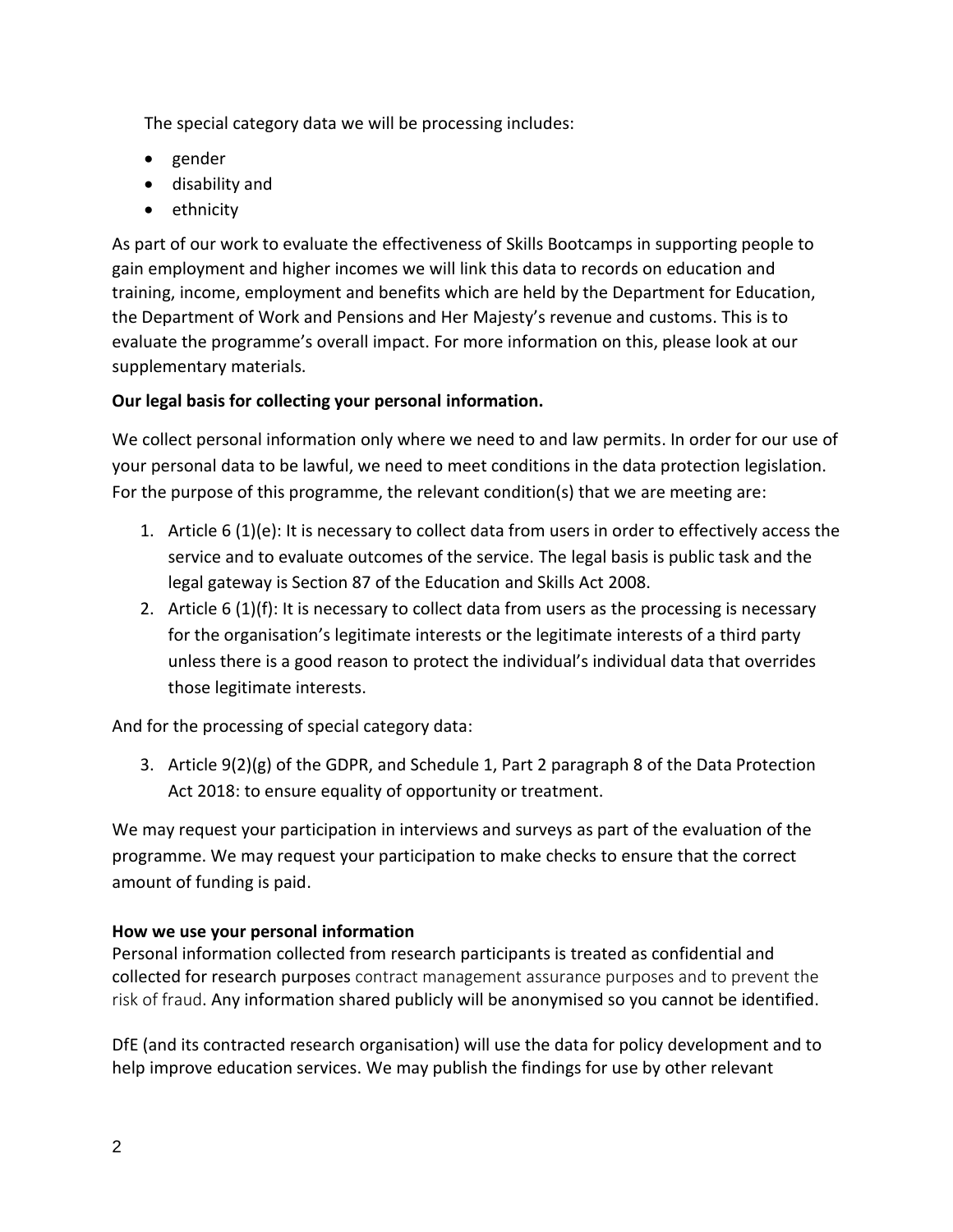The special category data we will be processing includes:

- gender
- disability and
- ethnicity

As part of our work to evaluate the effectiveness of Skills Bootcamps in supporting people to gain employment and higher incomes we will link this data to records on education and training, income, employment and benefits which are held by the Department for Education, the Department of Work and Pensions and Her Majesty's revenue and customs. This is to evaluate the programme's overall impact. For more information on this, please look at our supplementary materials.

**Our legal basis for collecting your personal information.**

We collect personal information only where we need to and law permits. In order for our use of your personal data to be lawful, we need to meet conditions in the data protection legislation. For the purpose of this programme, the relevant condition(s) that we are meeting are:

1. Article 6 (1)(e): It is necessary to collect data from users in order to effectively access the service and to evaluate outcomes of the service. The legal basis is public task and the legal gateway is Section 87 of the Education and Skills Act 2008.
2. Article 6 (1)(f): It is necessary to collect data from users as the processing is necessary for the organisation's legitimate interests or the legitimate interests of a third party unless there is a good reason to protect the individual's individual data that overrides those legitimate interests.

And for the processing of special category data:

3. Article 9(2)(g) of the GDPR, and Schedule 1, Part 2 paragraph 8 of the Data Protection Act 2018: to ensure equality of opportunity or treatment.

We may request your participation in interviews and surveys as part of the evaluation of the programme. We may request your participation to make checks to ensure that the correct amount of funding is paid.

**How we use your personal information**

Personal information collected from research participants is treated as confidential and collected for research purposes contract management assurance purposes and to prevent the risk of fraud. Any information shared publicly will be anonymised so you cannot be identified.

DfE (and its contracted research organisation) will use the data for policy development and to help improve education services. We may publish the findings for use by other relevant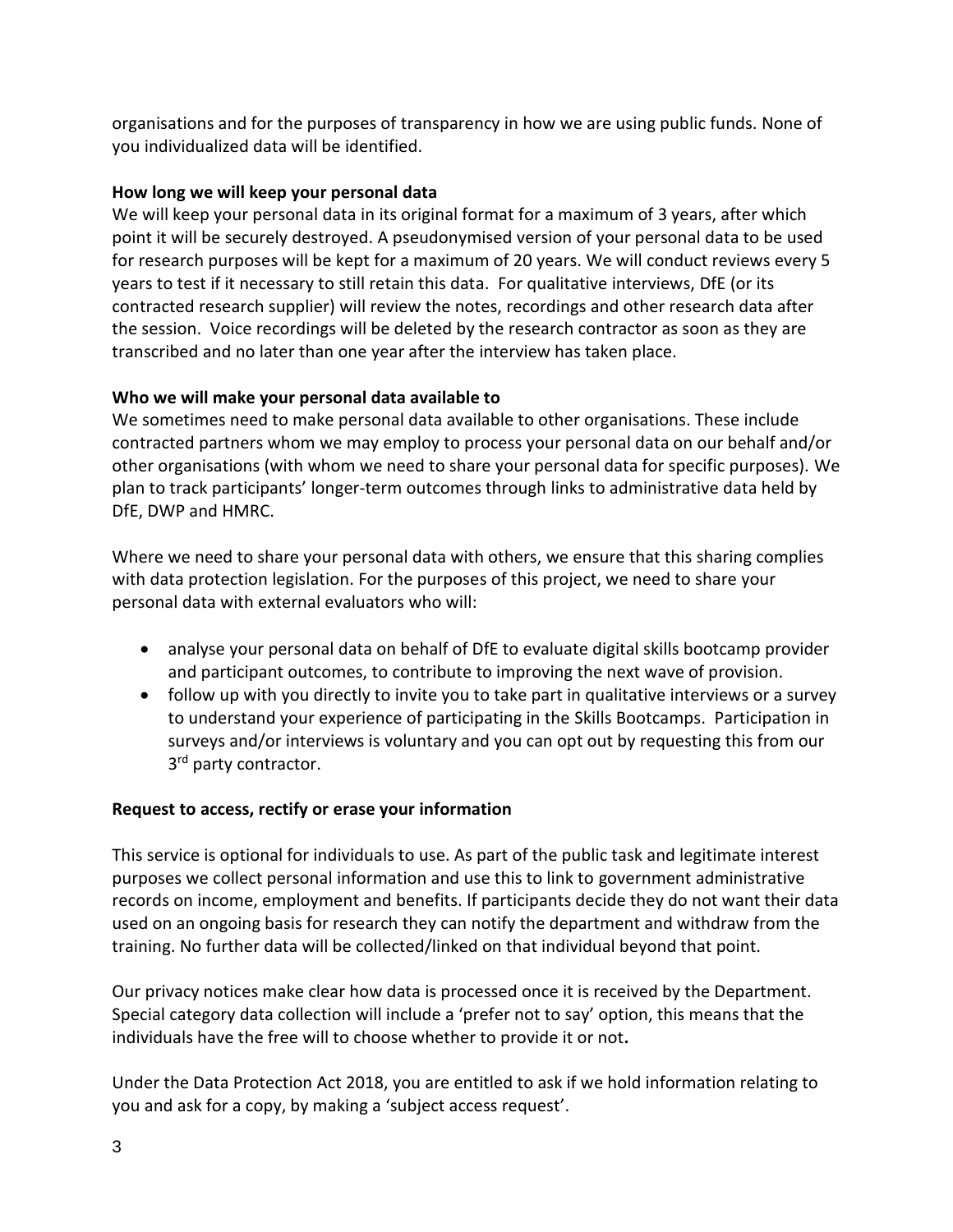organisations and for the purposes of transparency in how we are using public funds. None of you individualized data will be identified.

**How long we will keep your personal data**

We will keep your personal data in its original format for a maximum of 3 years, after which point it will be securely destroyed. A pseudonymised version of your personal data to be used for research purposes will be kept for a maximum of 20 years. We will conduct reviews every 5 years to test if it necessary to still retain this data. For qualitative interviews, DfE (or its contracted research supplier) will review the notes, recordings and other research data after the session. Voice recordings will be deleted by the research contractor as soon as they are transcribed and no later than one year after the interview has taken place.

**Who we will make your personal data available to**

We sometimes need to make personal data available to other organisations. These include contracted partners whom we may employ to process your personal data on our behalf and/or other organisations (with whom we need to share your personal data for specific purposes). We plan to track participants' longer-term outcomes through links to administrative data held by DfE, DWP and HMRC.

Where we need to share your personal data with others, we ensure that this sharing complies with data protection legislation. For the purposes of this project, we need to share your personal data with external evaluators who will:

- analyse your personal data on behalf of DfE to evaluate digital skills bootcamp provider and participant outcomes, to contribute to improving the next wave of provision.
- follow up with you directly to invite you to take part in qualitative interviews or a survey to understand your experience of participating in the Skills Bootcamps. Participation in surveys and/or interviews is voluntary and you can opt out by requesting this from our 3rd party contractor.

**Request to access, rectify or erase your information**

This service is optional for individuals to use. As part of the public task and legitimate interest purposes we collect personal information and use this to link to government administrative records on income, employment and benefits. If participants decide they do not want their data used on an ongoing basis for research they can notify the department and withdraw from the training. No further data will be collected/linked on that individual beyond that point.

Our privacy notices make clear how data is processed once it is received by the Department. Special category data collection will include a 'prefer not to say' option, this means that the individuals have the free will to choose whether to provide it or not**.**

Under the Data Protection Act 2018, you are entitled to ask if we hold information relating to you and ask for a copy, by making a 'subject access request'.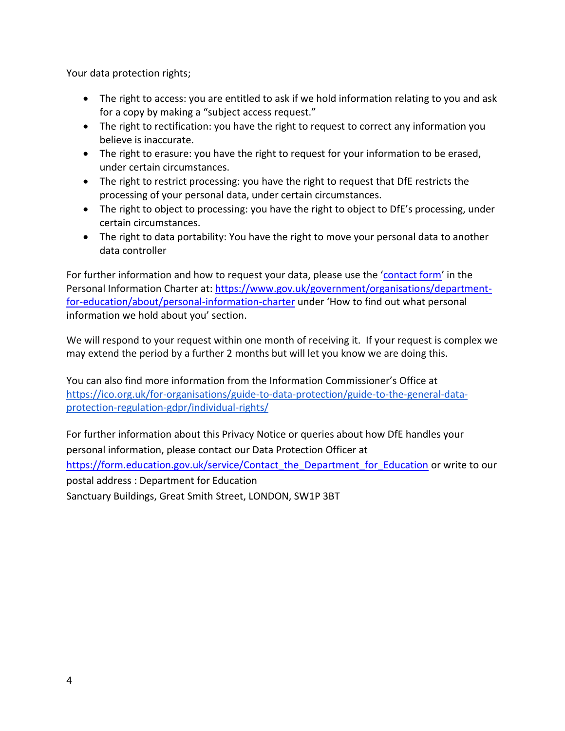Your data protection rights;

- The right to access: you are entitled to ask if we hold information relating to you and ask for a copy by making a "subject access request."
- The right to rectification: you have the right to request to correct any information you believe is inaccurate.
- The right to erasure: you have the right to request for your information to be erased, under certain circumstances.
- The right to restrict processing: you have the right to request that DfE restricts the processing of your personal data, under certain circumstances.
- The right to object to processing: you have the right to object to DfE's processing, under certain circumstances.
- The right to data portability: You have the right to move your personal data to another data controller

For further information and how to request your data, please use the 'contact form' in the Personal Information Charter at: https://www.gov.uk/government/organisations/department-for-education/about/personal-information-charter under 'How to find out what personal information we hold about you' section.

We will respond to your request within one month of receiving it. If your request is complex we may extend the period by a further 2 months but will let you know we are doing this.

You can also find more information from the Information Commissioner's Office at https://ico.org.uk/for-organisations/guide-to-data-protection/guide-to-the-general-data-protection-regulation-gdpr/individual-rights/

For further information about this Privacy Notice or queries about how DfE handles your personal information, please contact our Data Protection Officer at https://form.education.gov.uk/service/Contact_the_Department_for_Education or write to our postal address : Department for Education
Sanctuary Buildings, Great Smith Street, LONDON, SW1P 3BT